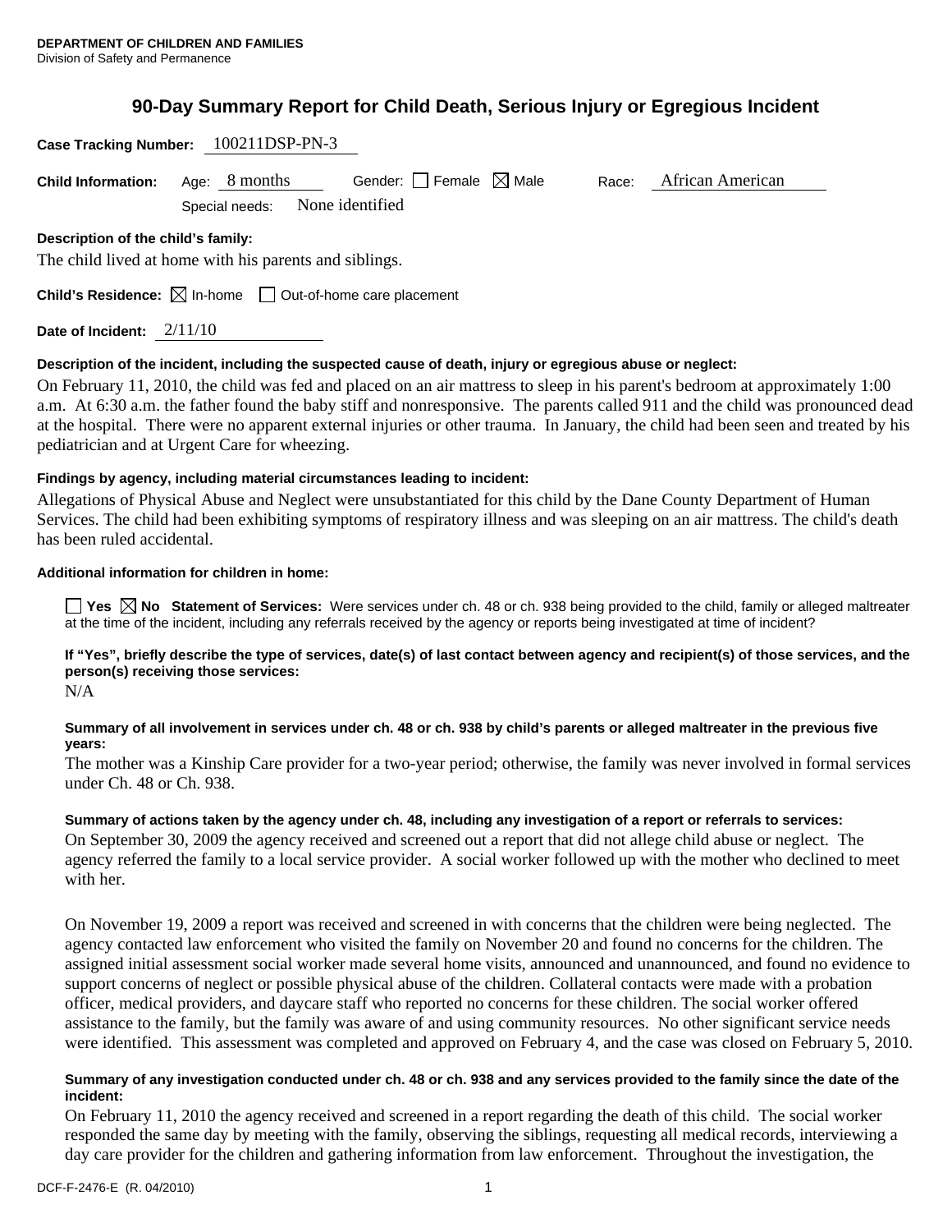**DEPARTMENT OF CHILDREN AND FAMILIES**
Division of Safety and Permanence

# 90-Day Summary Report for Child Death, Serious Injury or Egregious Incident

**Case Tracking Number:** 100211DSP-PN-3

**Child Information:** Age: 8 months Gender: ☐ Female ☒ Male Race: African American

Special needs: None identified

**Description of the child's family:**

The child lived at home with his parents and siblings.

**Child's Residence:** ☒ In-home ☐ Out-of-home care placement

**Date of Incident:** 2/11/10

**Description of the incident, including the suspected cause of death, injury or egregious abuse or neglect:**

On February 11, 2010, the child was fed and placed on an air mattress to sleep in his parent's bedroom at approximately 1:00 a.m. At 6:30 a.m. the father found the baby stiff and nonresponsive. The parents called 911 and the child was pronounced dead at the hospital. There were no apparent external injuries or other trauma. In January, the child had been seen and treated by his pediatrician and at Urgent Care for wheezing.

**Findings by agency, including material circumstances leading to incident:**

Allegations of Physical Abuse and Neglect were unsubstantiated for this child by the Dane County Department of Human Services. The child had been exhibiting symptoms of respiratory illness and was sleeping on an air mattress. The child's death has been ruled accidental.

**Additional information for children in home:**

☐ **Yes** ☒ **No Statement of Services:** Were services under ch. 48 or ch. 938 being provided to the child, family or alleged maltreater at the time of the incident, including any referrals received by the agency or reports being investigated at time of incident?

**If "Yes", briefly describe the type of services, date(s) of last contact between agency and recipient(s) of those services, and the person(s) receiving those services:**

N/A

**Summary of all involvement in services under ch. 48 or ch. 938 by child's parents or alleged maltreater in the previous five years:**

The mother was a Kinship Care provider for a two-year period; otherwise, the family was never involved in formal services under Ch. 48 or Ch. 938.

**Summary of actions taken by the agency under ch. 48, including any investigation of a report or referrals to services:**

On September 30, 2009 the agency received and screened out a report that did not allege child abuse or neglect. The agency referred the family to a local service provider. A social worker followed up with the mother who declined to meet with her.

On November 19, 2009 a report was received and screened in with concerns that the children were being neglected. The agency contacted law enforcement who visited the family on November 20 and found no concerns for the children. The assigned initial assessment social worker made several home visits, announced and unannounced, and found no evidence to support concerns of neglect or possible physical abuse of the children. Collateral contacts were made with a probation officer, medical providers, and daycare staff who reported no concerns for these children. The social worker offered assistance to the family, but the family was aware of and using community resources. No other significant service needs were identified. This assessment was completed and approved on February 4, and the case was closed on February 5, 2010.

**Summary of any investigation conducted under ch. 48 or ch. 938 and any services provided to the family since the date of the incident:**

On February 11, 2010 the agency received and screened in a report regarding the death of this child. The social worker responded the same day by meeting with the family, observing the siblings, requesting all medical records, interviewing a day care provider for the children and gathering information from law enforcement. Throughout the investigation, the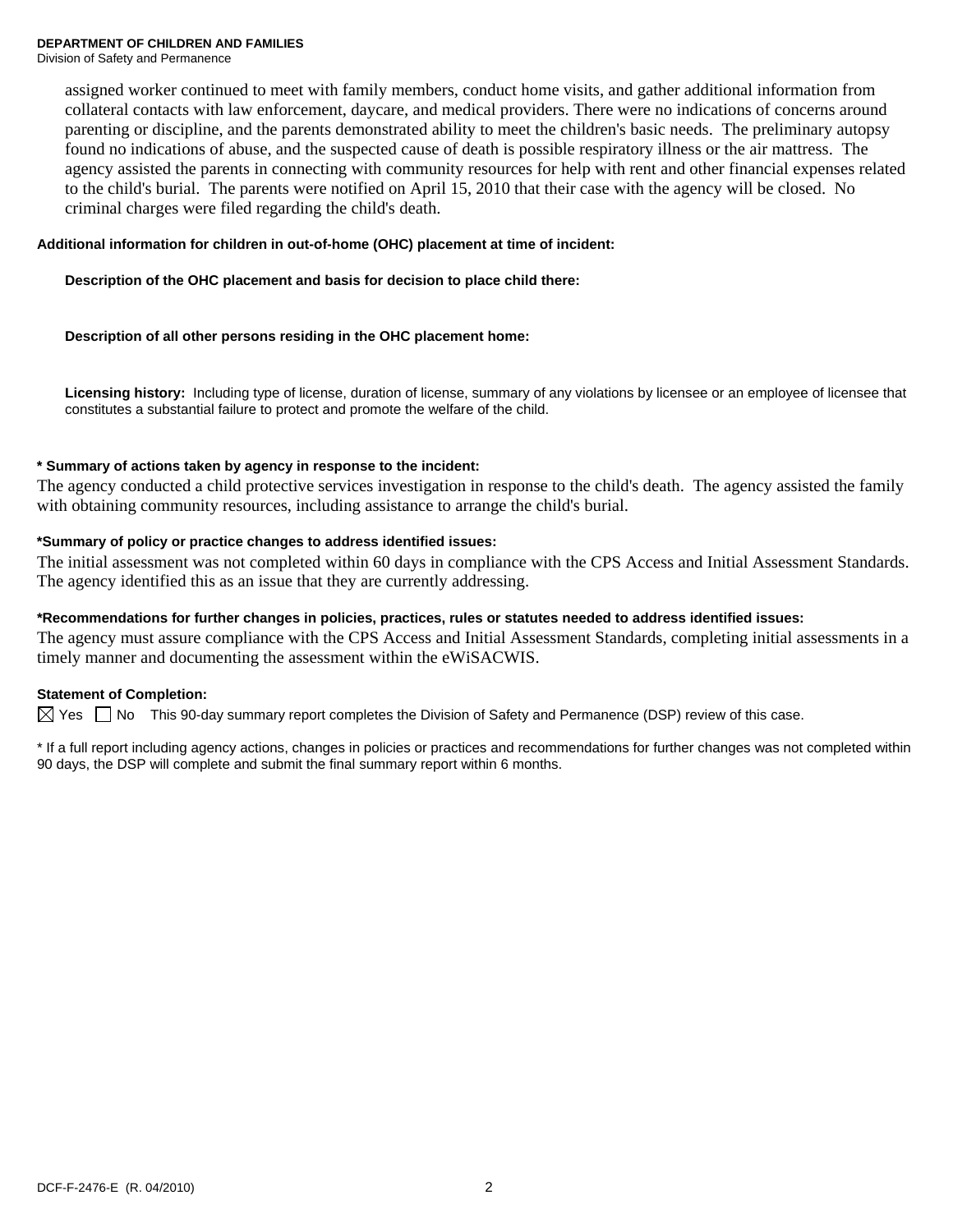assigned worker continued to meet with family members, conduct home visits, and gather additional information from collateral contacts with law enforcement, daycare, and medical providers. There were no indications of concerns around parenting or discipline, and the parents demonstrated ability to meet the children's basic needs. The preliminary autopsy found no indications of abuse, and the suspected cause of death is possible respiratory illness or the air mattress. The agency assisted the parents in connecting with community resources for help with rent and other financial expenses related to the child's burial. The parents were notified on April 15, 2010 that their case with the agency will be closed. No criminal charges were filed regarding the child's death.

**Additional information for children in out-of-home (OHC) placement at time of incident:**

**Description of the OHC placement and basis for decision to place child there:**

**Description of all other persons residing in the OHC placement home:**

**Licensing history:** Including type of license, duration of license, summary of any violations by licensee or an employee of licensee that constitutes a substantial failure to protect and promote the welfare of the child.

**\* Summary of actions taken by agency in response to the incident:**

The agency conducted a child protective services investigation in response to the child's death. The agency assisted the family with obtaining community resources, including assistance to arrange the child's burial.

**\*Summary of policy or practice changes to address identified issues:**

The initial assessment was not completed within 60 days in compliance with the CPS Access and Initial Assessment Standards. The agency identified this as an issue that they are currently addressing.

**\*Recommendations for further changes in policies, practices, rules or statutes needed to address identified issues:**

The agency must assure compliance with the CPS Access and Initial Assessment Standards, completing initial assessments in a timely manner and documenting the assessment within the eWiSACWIS.

**Statement of Completion:**

☒ Yes ☐ No This 90-day summary report completes the Division of Safety and Permanence (DSP) review of this case.

\* If a full report including agency actions, changes in policies or practices and recommendations for further changes was not completed within 90 days, the DSP will complete and submit the final summary report within 6 months.